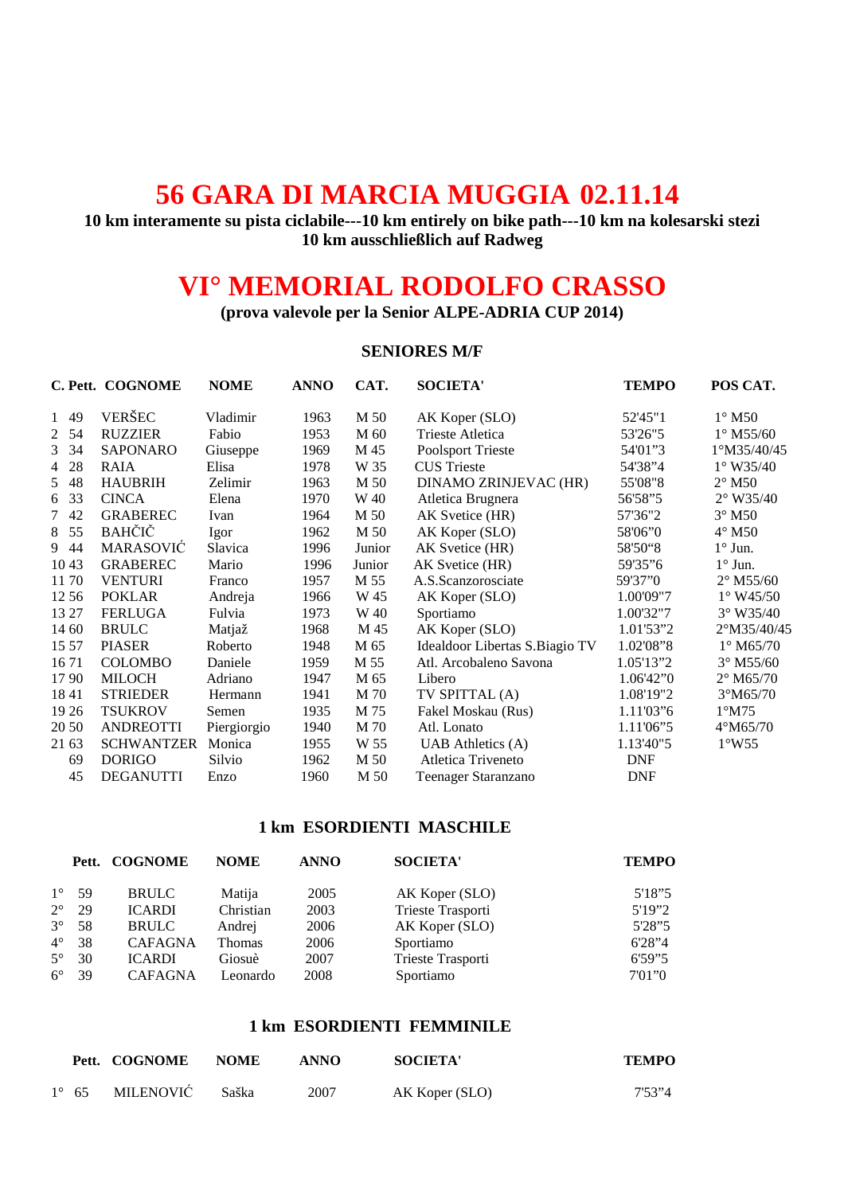# 56 GARA DI MARCIA MUGGIA 02.11.14

**10 km interamente su pista ciclabile---10 km entirely on bike path---10 km na kolesarski stezi**
**10 km ausschließlich auf Radweg**

# VI° MEMORIAL RODOLFO CRASSO

**(prova valevole per la Senior ALPE-ADRIA CUP 2014)**

### SENIORES M/F

| C. | Pett. | COGNOME | NOME | ANNO | CAT. | SOCIETA' | TEMPO | POS CAT. |
|---|---|---|---|---|---|---|---|---|
| 1 | 49 | VERŠEC | Vladimir | 1963 | M 50 | AK Koper (SLO) | 52'45"1 | 1° M50 |
| 2 | 54 | RUZZIER | Fabio | 1953 | M 60 | Trieste Atletica | 53'26"5 | 1° M55/60 |
| 3 | 34 | SAPONARO | Giuseppe | 1969 | M 45 | Poolsport Trieste | 54'01"3 | 1°M35/40/45 |
| 4 | 28 | RAIA | Elisa | 1978 | W 35 | CUS Trieste | 54'38"4 | 1° W35/40 |
| 5 | 48 | HAUBRIH | Zelimir | 1963 | M 50 | DINAMO ZRINJEVAC (HR) | 55'08"8 | 2° M50 |
| 6 | 33 | CINCA | Elena | 1970 | W 40 | Atletica Brugnera | 56'58"5 | 2° W35/40 |
| 7 | 42 | GRABEREC | Ivan | 1964 | M 50 | AK Svetice (HR) | 57'36"2 | 3° M50 |
| 8 | 55 | BAHČIČ | Igor | 1962 | M 50 | AK Koper (SLO) | 58'06"0 | 4° M50 |
| 9 | 44 | MARASOVIĆ | Slavica | 1996 | Junior | AK Svetice (HR) | 58'50"8 | 1° Jun. |
| 10 | 43 | GRABEREC | Mario | 1996 | Junior | AK Svetice (HR) | 59'35"6 | 1° Jun. |
| 11 | 70 | VENTURI | Franco | 1957 | M 55 | A.S.Scanzorosciate | 59'37"0 | 2° M55/60 |
| 12 | 56 | POKLAR | Andreja | 1966 | W 45 | AK Koper (SLO) | 1.00'09"7 | 1° W45/50 |
| 13 | 27 | FERLUGA | Fulvia | 1973 | W 40 | Sportiamo | 1.00'32"7 | 3° W35/40 |
| 14 | 60 | BRULC | Matjaž | 1968 | M 45 | AK Koper (SLO) | 1.01'53"2 | 2°M35/40/45 |
| 15 | 57 | PIASER | Roberto | 1948 | M 65 | Idealdoor Libertas S.Biagio TV | 1.02'08"8 | 1° M65/70 |
| 16 | 71 | COLOMBO | Daniele | 1959 | M 55 | Atl. Arcobaleno Savona | 1.05'13"2 | 3° M55/60 |
| 17 | 90 | MILOCH | Adriano | 1947 | M 65 | Libero | 1.06'42"0 | 2° M65/70 |
| 18 | 41 | STRIEDER | Hermann | 1941 | M 70 | TV SPITTAL (A) | 1.08'19"2 | 3°M65/70 |
| 19 | 26 | TSUKROV | Semen | 1935 | M 75 | Fakel Moskau (Rus) | 1.11'03"6 | 1°M75 |
| 20 | 50 | ANDREOTTI | Piergiorgio | 1940 | M 70 | Atl. Lonato | 1.11'06"5 | 4°M65/70 |
| 21 | 63 | SCHWANTZER | Monica | 1955 | W 55 | UAB Athletics (A) | 1.13'40"5 | 1°W55 |
| | 69 | DORIGO | Silvio | 1962 | M 50 | Atletica Triveneto | DNF | |
| | 45 | DEGANUTTI | Enzo | 1960 | M 50 | Teenager Staranzano | DNF | |

### 1 km ESORDIENTI MASCHILE

| | Pett. | COGNOME | NOME | ANNO | SOCIETA' | TEMPO |
|---|---|---|---|---|---|---|
| 1° | 59 | BRULC | Matija | 2005 | AK Koper (SLO) | 5'18"5 |
| 2° | 29 | ICARDI | Christian | 2003 | Trieste Trasporti | 5'19"2 |
| 3° | 58 | BRULC | Andrej | 2006 | AK Koper (SLO) | 5'28"5 |
| 4° | 38 | CAFAGNA | Thomas | 2006 | Sportiamo | 6'28"4 |
| 5° | 30 | ICARDI | Giosuè | 2007 | Trieste Trasporti | 6'59"5 |
| 6° | 39 | CAFAGNA | Leonardo | 2008 | Sportiamo | 7'01"0 |

### 1 km ESORDIENTI FEMMINILE

| | Pett. | COGNOME | NOME | ANNO | SOCIETA' | TEMPO |
|---|---|---|---|---|---|---|
| 1° | 65 | MILENOVIĆ | Saška | 2007 | AK Koper (SLO) | 7'53"4 |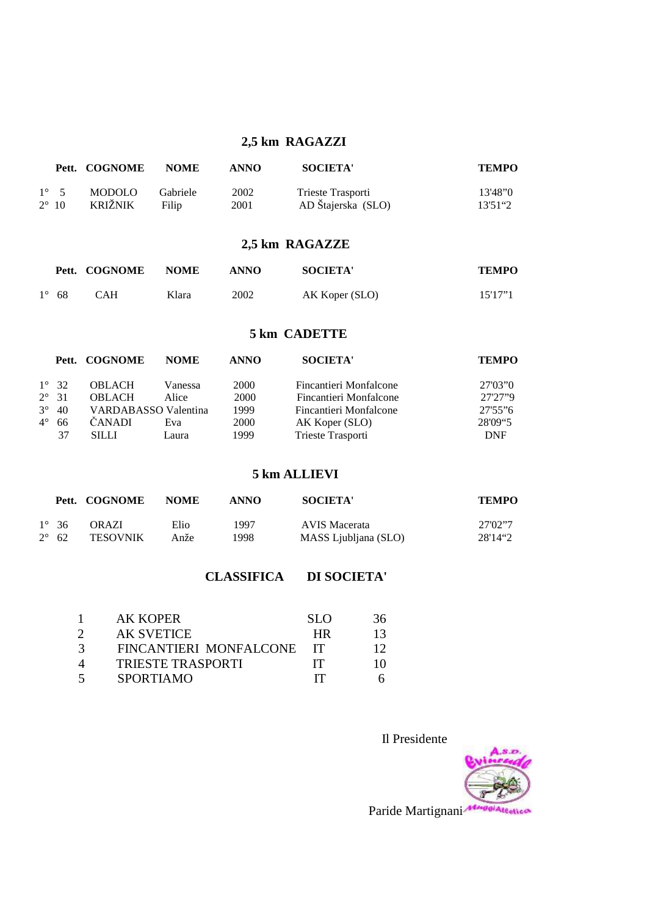## 2,5 km RAGAZZI

| | Pett. | COGNOME | NOME | ANNO | SOCIETA' | TEMPO |
|---|---|---|---|---|---|---|
| 1° | 5 | MODOLO | Gabriele | 2002 | Trieste Trasporti | 13'48"0 |
| 2° | 10 | KRIŽNIK | Filip | 2001 | AD Štajerska (SLO) | 13'51"2 |

## 2,5 km RAGAZZE

| | Pett. | COGNOME | NOME | ANNO | SOCIETA' | TEMPO |
|---|---|---|---|---|---|---|
| 1° | 68 | CAH | Klara | 2002 | AK Koper (SLO) | 15'17"1 |

## 5 km CADETTE

| | Pett. | COGNOME | NOME | ANNO | SOCIETA' | TEMPO |
|---|---|---|---|---|---|---|
| 1° | 32 | OBLACH | Vanessa | 2000 | Fincantieri Monfalcone | 27'03"0 |
| 2° | 31 | OBLACH | Alice | 2000 | Fincantieri Monfalcone | 27'27"9 |
| 3° | 40 | VARDABASSO | Valentina | 1999 | Fincantieri Monfalcone | 27'55"6 |
| 4° | 66 | ČANADI | Eva | 2000 | AK Koper (SLO) | 28'09"5 |
| | 37 | SILLI | Laura | 1999 | Trieste Trasporti | DNF |

## 5 km ALLIEVI

| | Pett. | COGNOME | NOME | ANNO | SOCIETA' | TEMPO |
|---|---|---|---|---|---|---|
| 1° | 36 | ORAZI | Elio | 1997 | AVIS Macerata | 27'02"7 |
| 2° | 62 | TESOVNIK | Anže | 1998 | MASS Ljubljana (SLO) | 28'14"2 |

## CLASSIFICA DI SOCIETA'

| | | | |
|---|---|---|---|
| 1 | AK KOPER | SLO | 36 |
| 2 | AK SVETICE | HR | 13 |
| 3 | FINCANTIERI MONFALCONE | IT | 12 |
| 4 | TRIESTE TRASPORTI | IT | 10 |
| 5 | SPORTIAMO | IT | 6 |

Il Presidente

Paride Martignani